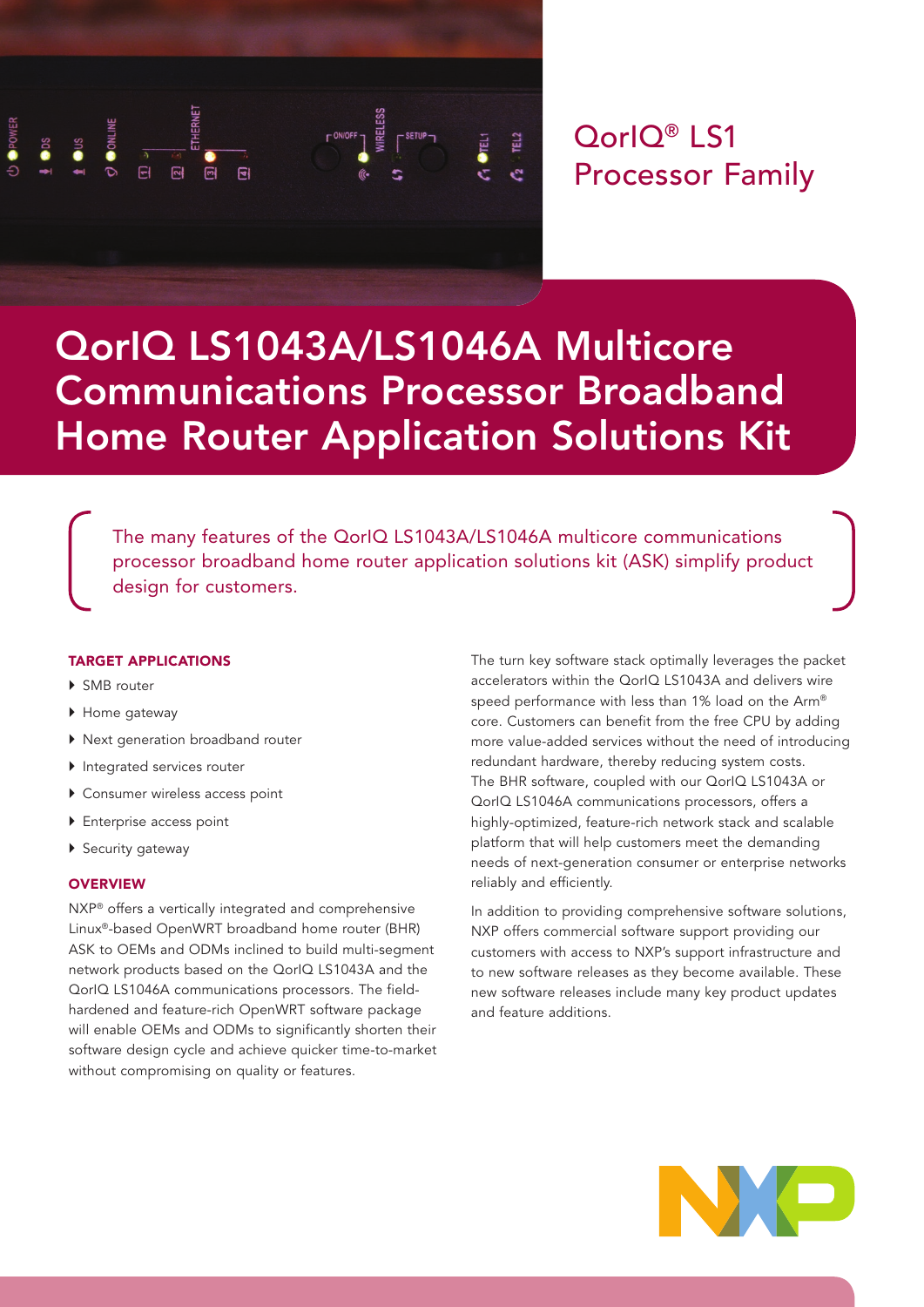QorIQ® LS1 Processor Family

# QorIQ LS1043A/LS1046A Multicore Communications Processor Broadband Home Router Application Solutions Kit

The many features of the QorIQ LS1043A/LS1046A multicore communications processor broadband home router application solutions kit (ASK) simplify product design for customers.

## TARGET APPLICATIONS

- SMB router
- Home gateway
- Next generation broadband router
- Integrated services router
- Consumer wireless access point
- Enterprise access point
- Security gateway

## OVERVIEW

NXP® offers a vertically integrated and comprehensive Linux®-based OpenWRT broadband home router (BHR) ASK to OEMs and ODMs inclined to build multi-segment network products based on the QorIQ LS1043A and the QorIQ LS1046A communications processors. The field-hardened and feature-rich OpenWRT software package will enable OEMs and ODMs to significantly shorten their software design cycle and achieve quicker time-to-market without compromising on quality or features.

The turn key software stack optimally leverages the packet accelerators within the QorIQ LS1043A and delivers wire speed performance with less than 1% load on the Arm® core. Customers can benefit from the free CPU by adding more value-added services without the need of introducing redundant hardware, thereby reducing system costs. The BHR software, coupled with our QorIQ LS1043A or QorIQ LS1046A communications processors, offers a highly-optimized, feature-rich network stack and scalable platform that will help customers meet the demanding needs of next-generation consumer or enterprise networks reliably and efficiently.

In addition to providing comprehensive software solutions, NXP offers commercial software support providing our customers with access to NXP's support infrastructure and to new software releases as they become available. These new software releases include many key product updates and feature additions.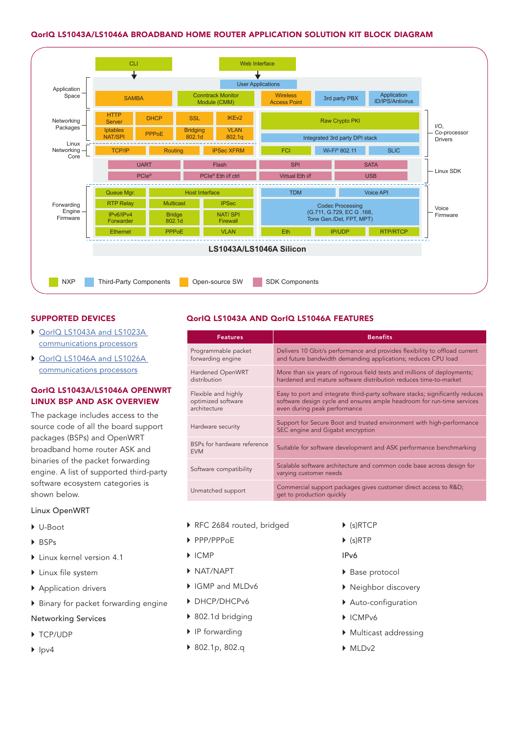## QorIQ LS1043A/LS1046A BROADBAND HOME ROUTER APPLICATION SOLUTION KIT BLOCK DIAGRAM

| Layer | Components |
| --- | --- |
| | CLI; Web Interface |
| Application Space | User Applications; SAMBA; Conntrack Monitor Module (CMM); Wireless Access Point; 3rd party PBX; Application ID/IPS/Antivirus |
| Networking Packages | HTTP Server; DHCP; SSL; IKEv2; Iptables NAT/SPI; PPPoE; Bridging 802.1d; VLAN 802.1q |
| I/O, Co-processor Drivers | Raw Crypto PKI; Integrated 3rd party DPI stack; FCI; Wi-Fi® 802.11; SLIC |
| Linux Networking Core | TCP/IP; Routing; IPSec XFRM |
| Linux SDK | UART; Flash; SPI; SATA; PCIe®; PCIe® Eth i/f ctrl; Virtual Eth i/f; USB |
| Forwarding Engine Firmware | Queue Mgr.; Host Interface; RTP Relay; Multicast; IPSec; IPv6/IPv4 Forwarder; Bridge 802.1d; NAT/ SPI Firewall; Ethernet; PPPoE; VLAN |
| Voice Firmware | TDM; Voice API; Codec Processing (G.711, G.729, EC G .168, Tone Gen./Det, FPT, MPT); Eth; IP/UDP; RTP/RTCP |
| | LS1043A/LS1046A Silicon |

Legend: NXP; Third-Party Components; Open-source SW; SDK Components

## SUPPORTED DEVICES

- QorIQ LS1043A and LS1023A communications processors
- QorIQ LS1046A and LS1026A communications processors

## QorIQ LS1043A/LS1046A OPENWRT LINUX BSP AND ASK OVERVIEW

The package includes access to the source code of all the board support packages (BSPs) and OpenWRT broadband home router ASK and binaries of the packet forwarding engine. A list of supported third-party software ecosystem categories is shown below.

Linux OpenWRT

- U-Boot
- BSPs
- Linux kernel version 4.1
- Linux file system
- Application drivers
- Binary for packet forwarding engine

Networking Services

- TCP/UDP
- Ipv4
- RFC 2684 routed, bridged
- PPP/PPPoE
- ICMP
- NAT/NAPT
- IGMP and MLDv6
- DHCP/DHCPv6
- 802.1d bridging
- IP forwarding
- 802.1p, 802.q
- (s)RTCP
- (s)RTP

IPv6

- Base protocol
- Neighbor discovery
- Auto-configuration
- ICMPv6
- Multicast addressing
- MLDv2

## QorIQ LS1043A AND QorIQ LS1046A FEATURES

| Features | Benefits |
| --- | --- |
| Programmable packet forwarding engine | Delivers 10 Gbit/s performance and provides flexibility to offload current and future bandwidth demanding applications; reduces CPU load |
| Hardened OpenWRT distribution | More than six years of rigorous field tests and millions of deployments; hardened and mature software distribution reduces time-to-market |
| Flexible and highly optimized software architecture | Easy to port and integrate third-party software stacks; significantly reduces software design cycle and ensures ample headroom for run-time services even during peak performance |
| Hardware security | Support for Secure Boot and trusted environment with high-performance SEC engine and Gigabit encryption |
| BSPs for hardware reference EVM | Suitable for software development and ASK performance benchmarking |
| Software compatibility | Scalable software architecture and common code base across design for varying customer needs |
| Unmatched support | Commercial support packages gives customer direct access to R&D; get to production quickly |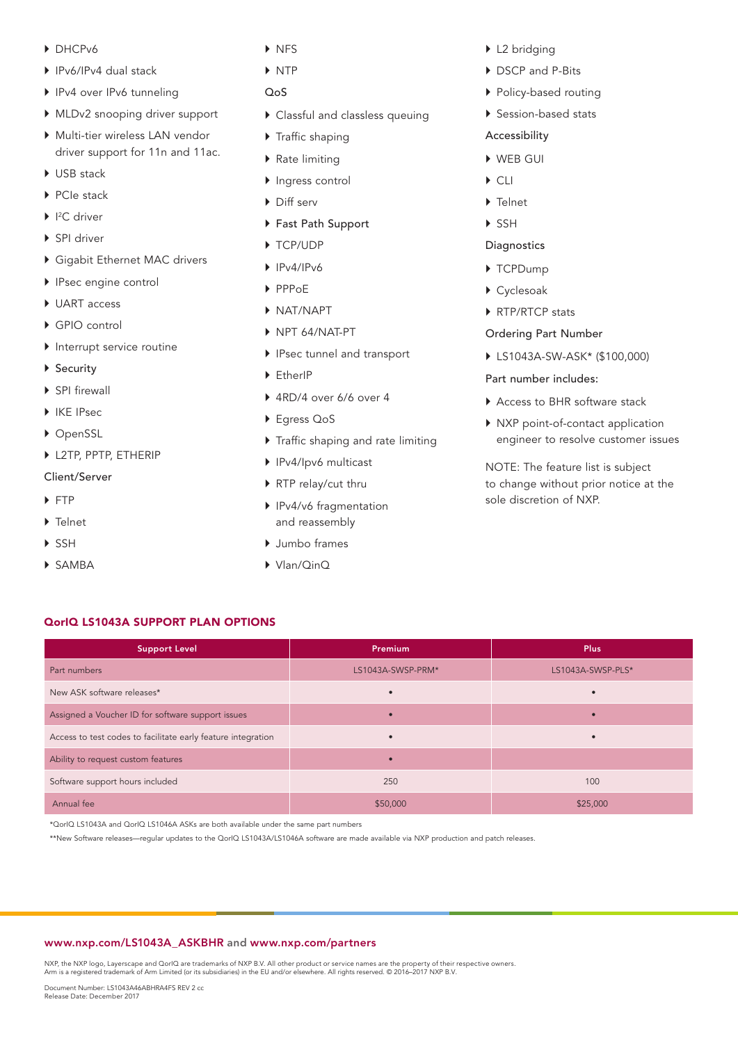- DHCPv6
- IPv6/IPv4 dual stack
- IPv4 over IPv6 tunneling
- MLDv2 snooping driver support
- Multi-tier wireless LAN vendor driver support for 11n and 11ac.
- USB stack
- PCIe stack
- I²C driver
- SPI driver
- Gigabit Ethernet MAC drivers
- IPsec engine control
- UART access
- GPIO control
- Interrupt service routine
- Security
- SPI firewall
- IKE IPsec
- OpenSSL
- L2TP, PPTP, ETHERIP

Client/Server

- FTP
- Telnet
- SSH
- SAMBA
- NFS
- NTP

QoS

- Classful and classless queuing
- Traffic shaping
- Rate limiting
- Ingress control
- Diff serv
- Fast Path Support
- TCP/UDP
- IPv4/IPv6
- PPPoE
- NAT/NAPT
- NPT 64/NAT-PT
- IPsec tunnel and transport
- EtherIP
- 4RD/4 over 6/6 over 4
- Egress QoS
- Traffic shaping and rate limiting
- IPv4/Ipv6 multicast
- RTP relay/cut thru
- IPv4/v6 fragmentation and reassembly
- Jumbo frames
- Vlan/QinQ
- L2 bridging
- DSCP and P-Bits
- Policy-based routing
- Session-based stats

Accessibility

- WEB GUI
- CLI
- Telnet
- SSH

Diagnostics

- TCPDump
- Cyclesoak
- RTP/RTCP stats

Ordering Part Number

- LS1043A-SW-ASK* ($100,000)

Part number includes:

- Access to BHR software stack
- NXP point-of-contact application engineer to resolve customer issues

NOTE: The feature list is subject to change without prior notice at the sole discretion of NXP.

## QorIQ LS1043A SUPPORT PLAN OPTIONS

| Support Level | Premium | Plus |
|---|---|---|
| Part numbers | LS1043A-SWSP-PRM* | LS1043A-SWSP-PLS* |
| New ASK software releases* | • | • |
| Assigned a Voucher ID for software support issues | • | • |
| Access to test codes to facilitate early feature integration | • | • |
| Ability to request custom features | • | |
| Software support hours included | 250 | 100 |
| Annual fee | $50,000 | $25,000 |

*QorIQ LS1043A and QorIQ LS1046A ASKs are both available under the same part numbers

**New Software releases—regular updates to the QorIQ LS1043A/LS1046A software are made available via NXP production and patch releases.

**www.nxp.com/LS1043A_ASKBHR** and **www.nxp.com/partners**

NXP, the NXP logo, Layerscape and QorIQ are trademarks of NXP B.V. All other product or service names are the property of their respective owners. Arm is a registered trademark of Arm Limited (or its subsidiaries) in the EU and/or elsewhere. All rights reserved. © 2016–2017 NXP B.V.

Document Number: LS1043A46ABHRA4FS REV 2 cc
Release Date: December 2017